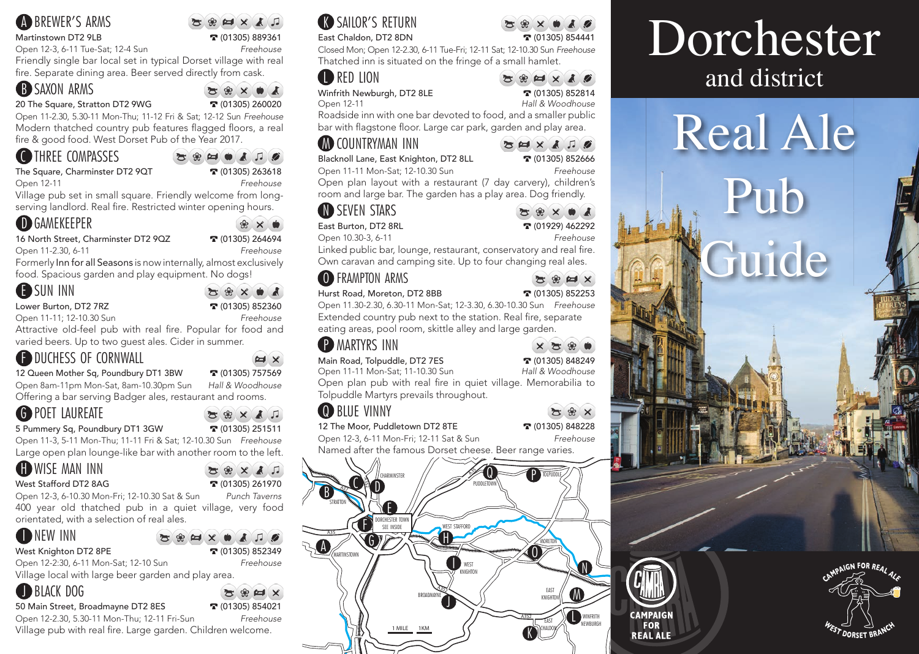## A BREWER'S ARMS

Martinstown DT2 9LB ☎ (01305) 889361

Open 12-3, 6-11 Tue-Sat; 12-4 Sun *Freehouse*

Friendly single bar local set in typical Dorset village with real fire. Separate dining area. Beer served directly from cask.

## B SAXON ARMS

20 The Square, Stratton DT2 9WG ☎ (01305) 260020

Open 11-2.30, 5.30-11 Mon-Thu; 11-12 Fri & Sat; 12-12 Sun *Freehouse*

Modern thatched country pub features flagged floors, a real fire & good food. West Dorset Pub of the Year 2017.

## C THREE COMPASSES

The Square, Charminster DT2 9QT ☎ (01305) 263618

Open 12-11 *Freehouse*

Village pub set in small square. Friendly welcome from long-serving landlord. Real fire. Restricted winter opening hours.

## D GAMEKEEPER

16 North Street, Charminster DT2 9QZ ☎ (01305) 264694

Open 11-2.30, 6-11 *Freehouse*

Formerly Inn for all Seasons is now internally, almost exclusively food. Spacious garden and play equipment. No dogs!

## E SUN INN

Lower Burton, DT2 7RZ ☎ (01305) 852360

Open 11-11; 12-10.30 Sun *Freehouse*

Attractive old-feel pub with real fire. Popular for food and varied beers. Up to two guest ales. Cider in summer.

## F DUCHESS OF CORNWALL

12 Queen Mother Sq, Poundbury DT1 3BW ☎ (01305) 757569

Open 8am-11pm Mon-Sat, 8am-10.30pm Sun *Hall & Woodhouse*

Offering a bar serving Badger ales, restaurant and rooms.

## G POET LAUREATE

5 Pummery Sq, Poundbury DT1 3GW ☎ (01305) 251511

Open 11-3, 5-11 Mon-Thu; 11-11 Fri & Sat; 12-10.30 Sun *Freehouse*

Large open plan lounge-like bar with another room to the left.

## H WISE MAN INN

West Stafford DT2 8AG ☎ (01305) 261970

Open 12-3, 6-10.30 Mon-Fri; 12-10.30 Sat & Sun *Punch Taverns*

400 year old thatched pub in a quiet village, very food orientated, with a selection of real ales.

## I NEW INN

West Knighton DT2 8PE ☎ (01305) 852349

Open 12-2:30, 6-11 Mon-Sat; 12-10 Sun *Freehouse*

Village local with large beer garden and play area.

## J BLACK DOG

50 Main Street, Broadmayne DT2 8ES ☎ (01305) 854021

Open 12-2.30, 5.30-11 Mon-Thu; 12-11 Fri-Sun *Freehouse*

Village pub with real fire. Large garden. Children welcome.

## K SAILOR'S RETURN

East Chaldon, DT2 8DN ☎ (01305) 854441

Closed Mon; Open 12-2.30, 6-11 Tue-Fri; 12-11 Sat; 12-10.30 Sun *Freehouse*

Thatched inn is situated on the fringe of a small hamlet.

## L RED LION

Winfrith Newburgh, DT2 8LE ☎ (01305) 852814

Open 12-11 *Hall & Woodhouse*

Roadside inn with one bar devoted to food, and a smaller public bar with flagstone floor. Large car park, garden and play area.

## M COUNTRYMAN INN

Blacknoll Lane, East Knighton, DT2 8LL ☎ (01305) 852666

Open 11-11 Mon-Sat; 12-10.30 Sun *Freehouse*

Open plan layout with a restaurant (7 day carvery), children's room and large bar. The garden has a play area. Dog friendly.

## N SEVEN STARS

East Burton, DT2 8RL ☎ (01929) 462292

Open 10.30-3, 6-11 *Freehouse*

Linked public bar, lounge, restaurant, conservatory and real fire. Own caravan and camping site. Up to four changing real ales.

## O FRAMPTON ARMS

Hurst Road, Moreton, DT2 8BB ☎ (01305) 852253

Open 11.30-2.30, 6.30-11 Mon-Sat; 12-3.30, 6.30-10.30 Sun *Freehouse*

Extended country pub next to the station. Real fire, separate eating areas, pool room, skittle alley and large garden.

## P MARTYRS INN

Main Road, Tolpuddle, DT2 7ES ☎ (01305) 848249

Open 11-11 Mon-Sat; 11-10.30 Sun *Hall & Woodhouse*

Open plan pub with real fire in quiet village. Memorabilia to Tolpuddle Martyrs prevails throughout.

## Q BLUE VINNY

12 The Moor, Puddletown DT2 8TE ☎ (01305) 848228

Open 12-3, 6-11 Mon-Fri; 12-11 Sat & Sun *Freehouse*

Named after the famous Dorset cheese. Beer range varies.

# Dorchester

## and district

# Real Ale Pub Guide

CAMPAIGN FOR REAL ALE

CAMPAIGN FOR REAL ALE – WEST DORSET BRANCH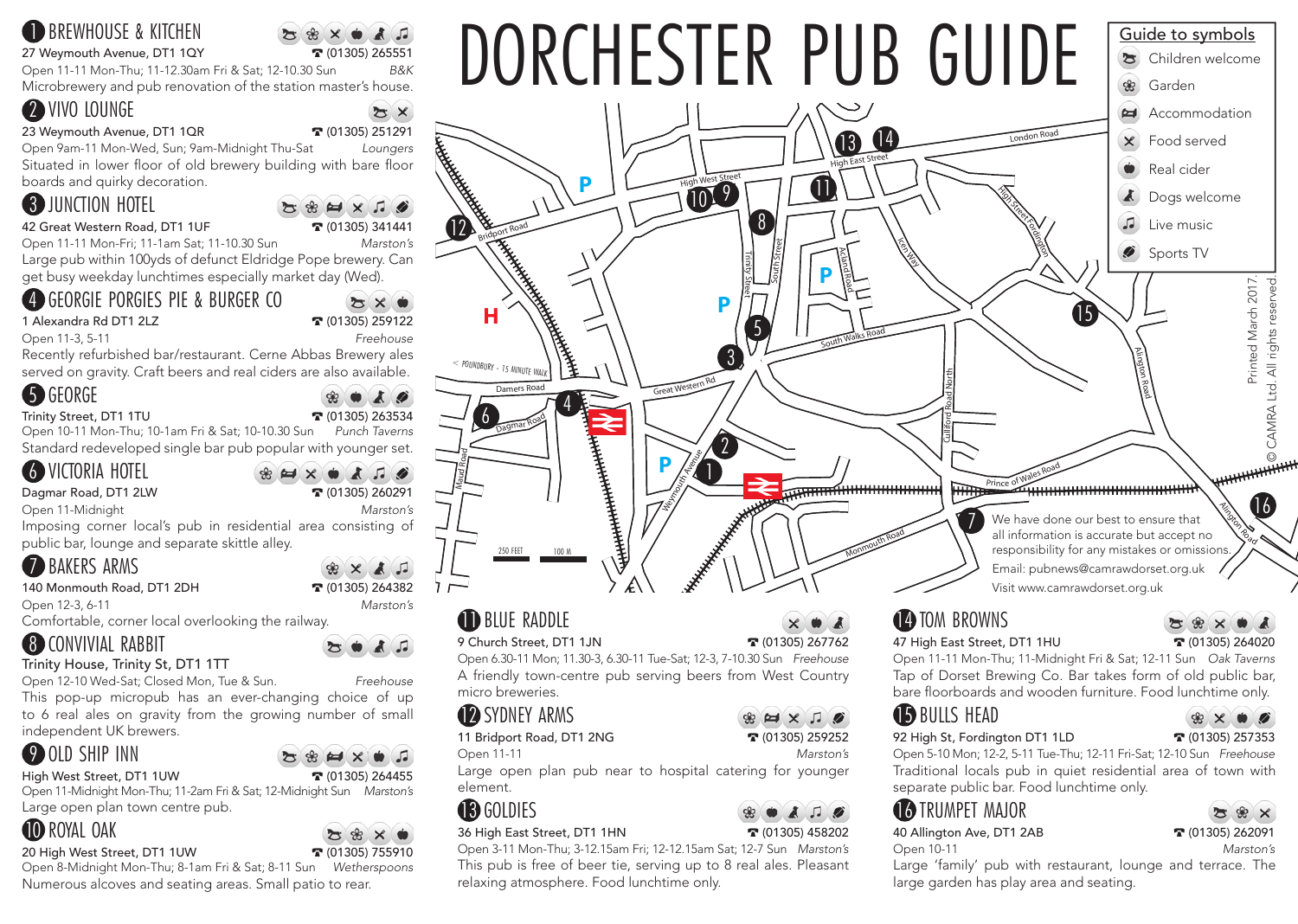# DORCHESTER PUB GUIDE

## Guide to symbols

- Children welcome
- Garden
- Accommodation
- Food served
- Real cider
- Dogs welcome
- Live music
- Sports TV

## 1 BREWHOUSE & KITCHEN

27 Weymouth Avenue, DT1 1QY — (01305) 265551

Open 11-11 Mon-Thu; 11-12.30am Fri & Sat; 12-10.30 Sun — *B&K*

Microbrewery and pub renovation of the station master's house.

## 2 VIVO LOUNGE

23 Weymouth Avenue, DT1 1QR — (01305) 251291

Open 9am-11 Mon-Wed, Sun; 9am-Midnight Thu-Sat — *Loungers*

Situated in lower floor of old brewery building with bare floor boards and quirky decoration.

## 3 JUNCTION HOTEL

42 Great Western Road, DT1 1UF — (01305) 341441

Open 11-11 Mon-Fri; 11-1am Sat; 11-10.30 Sun — *Marston's*

Large pub within 100yds of defunct Eldridge Pope brewery. Can get busy weekday lunchtimes especially market day (Wed).

## 4 GEORGIE PORGIES PIE & BURGER CO

1 Alexandra Rd DT1 2LZ — (01305) 259122

Open 11-3, 5-11 — *Freehouse*

Recently refurbished bar/restaurant. Cerne Abbas Brewery ales served on gravity. Craft beers and real ciders are also available.

## 5 GEORGE

Trinity Street, DT1 1TU — (01305) 263534

Open 10-11 Mon-Thu; 10-1am Fri & Sat; 10-10.30 Sun — *Punch Taverns*

Standard redeveloped single bar pub popular with younger set.

## 6 VICTORIA HOTEL

Dagmar Road, DT1 2LW — (01305) 260291

Open 11-Midnight — *Marston's*

Imposing corner local's pub in residential area consisting of public bar, lounge and separate skittle alley.

## 7 BAKERS ARMS

140 Monmouth Road, DT1 2DH — (01305) 264382

Open 12-3, 6-11 — *Marston's*

Comfortable, corner local overlooking the railway.

## 8 CONVIVIAL RABBIT

Trinity House, Trinity St, DT1 1TT

Open 12-10 Wed-Sat; Closed Mon, Tue & Sun. — *Freehouse*

This pop-up micropub has an ever-changing choice of up to 6 real ales on gravity from the growing number of small independent UK brewers.

## 9 OLD SHIP INN

High West Street, DT1 1UW — (01305) 264455

Open 11-Midnight Mon-Thu; 11-2am Fri & Sat; 12-Midnight Sun — *Marston's*

Large open plan town centre pub.

## 10 ROYAL OAK

20 High West Street, DT1 1UW — (01305) 755910

Open 8-Midnight Mon-Thu; 8-1am Fri & Sat; 8-11 Sun — *Wetherspoons*

Numerous alcoves and seating areas. Small patio to rear.

## 11 BLUE RADDLE

9 Church Street, DT1 1JN — (01305) 267762

Open 6.30-11 Mon; 11.30-3, 6.30-11 Tue-Sat; 12-3, 7-10.30 Sun — *Freehouse*

A friendly town-centre pub serving beers from West Country micro breweries.

## 12 SYDNEY ARMS

11 Bridport Road, DT1 2NG — (01305) 259252

Open 11-11 — *Marston's*

Large open plan pub near to hospital catering for younger element.

## 13 GOLDIES

36 High East Street, DT1 1HN — (01305) 458202

Open 3-11 Mon-Thu; 3-12.15am Fri; 12-12.15am Sat; 12-7 Sun — *Marston's*

This pub is free of beer tie, serving up to 8 real ales. Pleasant relaxing atmosphere. Food lunchtime only.

## 14 TOM BROWNS

47 High East Street, DT1 1HU — (01305) 264020

Open 11-11 Mon-Thu; 11-Midnight Fri & Sat; 12-11 Sun — *Oak Taverns*

Tap of Dorset Brewing Co. Bar takes form of old public bar, bare floorboards and wooden furniture. Food lunchtime only.

## 15 BULLS HEAD

92 High St, Fordington DT1 1LD — (01305) 257353

Open 5-10 Mon; 12-2, 5-11 Tue-Thu; 12-11 Fri-Sat; 12-10 Sun — *Freehouse*

Traditional locals pub in quiet residential area of town with separate public bar. Food lunchtime only.

## 16 TRUMPET MAJOR

40 Allington Ave, DT1 2AB — (01305) 262091

Open 10-11 — *Marston's*

Large 'family' pub with restaurant, lounge and terrace. The large garden has play area and seating.

---

We have done our best to ensure that all information is accurate but accept no responsibility for any mistakes or omissions.

Email: pubnews@camrawdorset.org.uk

Visit www.camrawdorset.org.uk

Printed March 2017. © CAMRA Ltd. All rights reserved.